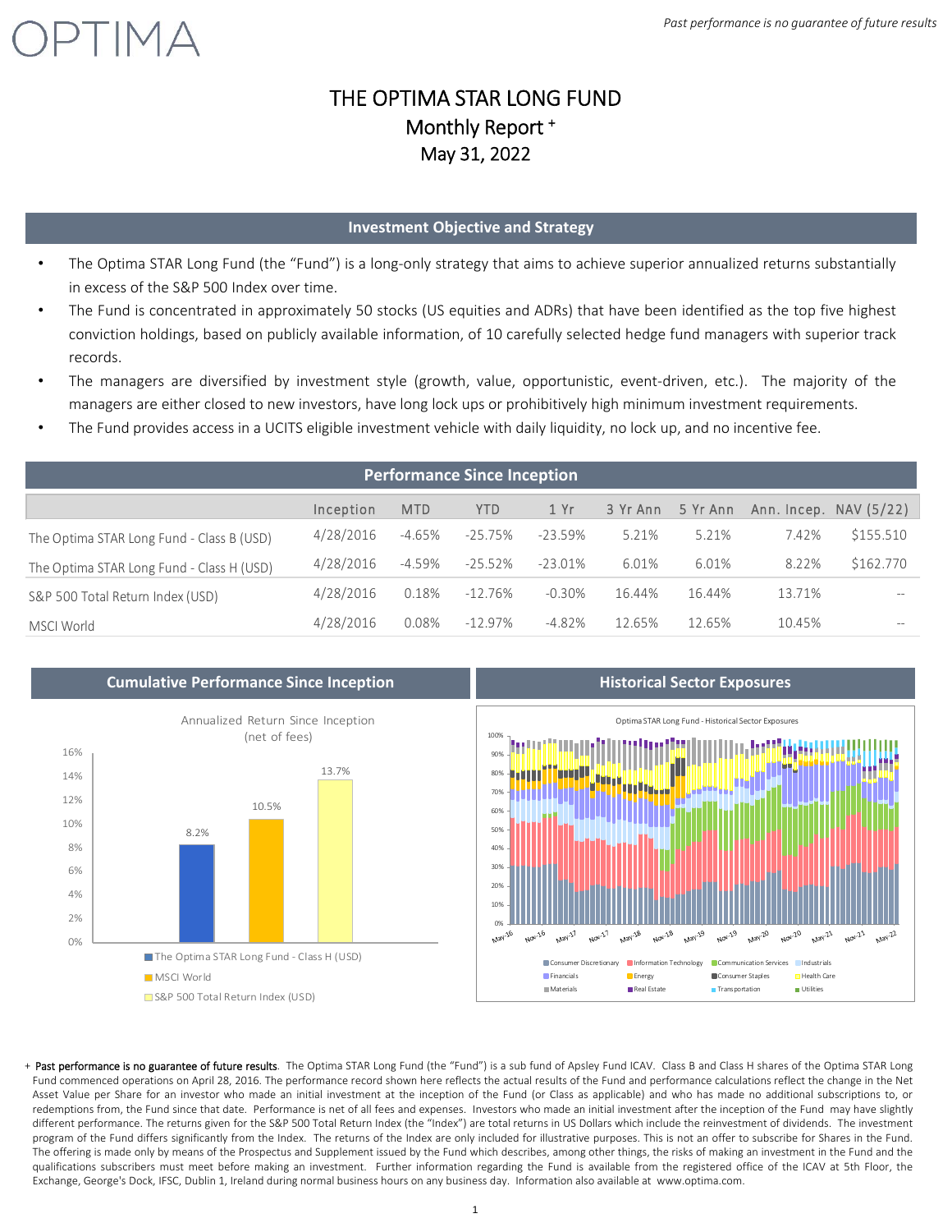OPTIMA

*Past performance is no guarantee of future results*

# THE OPTIMA STAR LONG FUND

## Monthly Report +

## May 31, 2022

### Investment Objective and Strategy

- The Optima STAR Long Fund (the "Fund") is a long-only strategy that aims to achieve superior annualized returns substantially in excess of the S&P 500 Index over time.
- The Fund is concentrated in approximately 50 stocks (US equities and ADRs) that have been identified as the top five highest conviction holdings, based on publicly available information, of 10 carefully selected hedge fund managers with superior track records.
- The managers are diversified by investment style (growth, value, opportunistic, event-driven, etc.). The majority of the managers are either closed to new investors, have long lock ups or prohibitively high minimum investment requirements.
- The Fund provides access in a UCITS eligible investment vehicle with daily liquidity, no lock up, and no incentive fee.

### Performance Since Inception

| | Inception | MTD | YTD | 1 Yr | 3 Yr Ann | 5 Yr Ann | Ann. Incep. | NAV (5/22) |
|---|---|---|---|---|---|---|---|---|
| The Optima STAR Long Fund - Class B (USD) | 4/28/2016 | -4.65% | -25.75% | -23.59% | 5.21% | 5.21% | 7.42% | $155.510 |
| The Optima STAR Long Fund - Class H (USD) | 4/28/2016 | -4.59% | -25.52% | -23.01% | 6.01% | 6.01% | 8.22% | $162.770 |
| S&P 500 Total Return Index (USD) | 4/28/2016 | 0.18% | -12.76% | -0.30% | 16.44% | 16.44% | 13.71% | -- |
| MSCI World | 4/28/2016 | 0.08% | -12.97% | -4.82% | 12.65% | 12.65% | 10.45% | -- |

### Cumulative Performance Since Inception

Annualized Return Since Inception (net of fees)

| Series | Annualized Return |
|---|---|
| The Optima STAR Long Fund - Class H (USD) | 8.2% |
| MSCI World | 10.5% |
| S&P 500 Total Return Index (USD) | 13.7% |

### Historical Sector Exposures

Optima STAR Long Fund - Historical Sector Exposures

Legend: Consumer Discretionary, Information Technology, Communication Services, Industrials, Financials, Energy, Consumer Staples, Health Care, Materials, Real Estate, Transportation, Utilities

+ **Past performance is no guarantee of future results**. The Optima STAR Long Fund (the "Fund") is a sub fund of Apsley Fund ICAV. Class B and Class H shares of the Optima STAR Long Fund commenced operations on April 28, 2016. The performance record shown here reflects the actual results of the Fund and performance calculations reflect the change in the Net Asset Value per Share for an investor who made an initial investment at the inception of the Fund (or Class as applicable) and who has made no additional subscriptions to, or redemptions from, the Fund since that date. Performance is net of all fees and expenses. Investors who made an initial investment after the inception of the Fund may have slightly different performance. The returns given for the S&P 500 Total Return Index (the "Index") are total returns in US Dollars which include the reinvestment of dividends. The investment program of the Fund differs significantly from the Index. The returns of the Index are only included for illustrative purposes. This is not an offer to subscribe for Shares in the Fund. The offering is made only by means of the Prospectus and Supplement issued by the Fund which describes, among other things, the risks of making an investment in the Fund and the qualifications subscribers must meet before making an investment. Further information regarding the Fund is available from the registered office of the ICAV at 5th Floor, the Exchange, George's Dock, IFSC, Dublin 1, Ireland during normal business hours on any business day. Information also available at www.optima.com.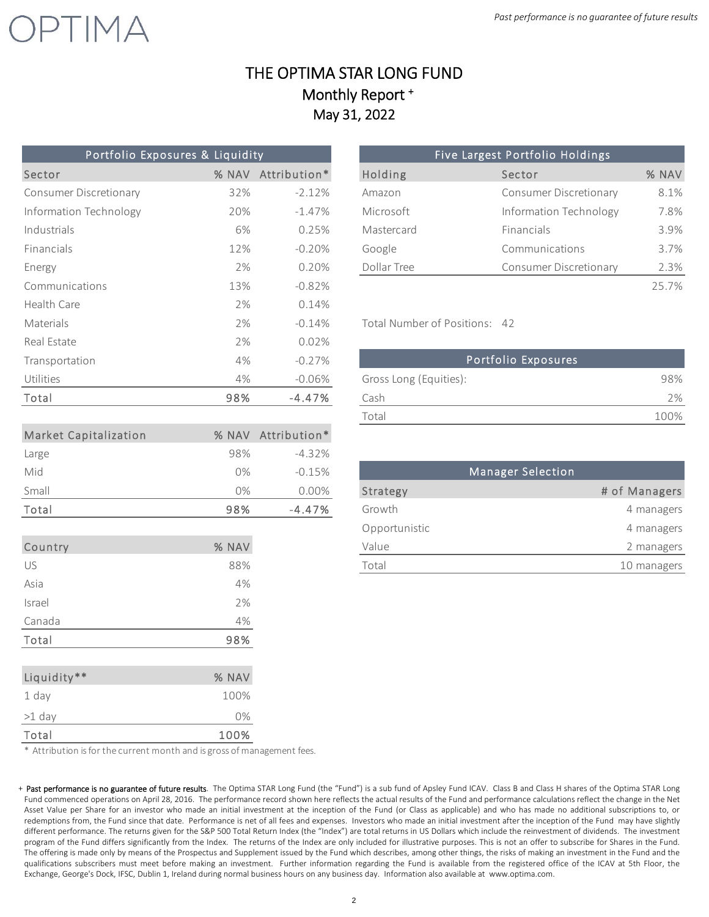# THE OPTIMA STAR LONG FUND

## Monthly Report +

## May 31, 2022

### Portfolio Exposures & Liquidity

| Sector | % NAV | Attribution* |
|---|---|---|
| Consumer Discretionary | 32% | -2.12% |
| Information Technology | 20% | -1.47% |
| Industrials | 6% | 0.25% |
| Financials | 12% | -0.20% |
| Energy | 2% | 0.20% |
| Communications | 13% | -0.82% |
| Health Care | 2% | 0.14% |
| Materials | 2% | -0.14% |
| Real Estate | 2% | 0.02% |
| Transportation | 4% | -0.27% |
| Utilities | 4% | -0.06% |
| Total | 98% | -4.47% |

| Market Capitalization | % NAV | Attribution* |
|---|---|---|
| Large | 98% | -4.32% |
| Mid | 0% | -0.15% |
| Small | 0% | 0.00% |
| Total | 98% | -4.47% |

| Country | % NAV |
|---|---|
| US | 88% |
| Asia | 4% |
| Israel | 2% |
| Canada | 4% |
| Total | 98% |

| Liquidity** | % NAV |
|---|---|
| 1 day | 100% |
| >1 day | 0% |
| Total | 100% |

* Attribution is for the current month and is gross of management fees.

### Five Largest Portfolio Holdings

| Holding | Sector | % NAV |
|---|---|---|
| Amazon | Consumer Discretionary | 8.1% |
| Microsoft | Information Technology | 7.8% |
| Mastercard | Financials | 3.9% |
| Google | Communications | 3.7% |
| Dollar Tree | Consumer Discretionary | 2.3% |
| | | 25.7% |

Total Number of Positions: 42

### Portfolio Exposures

| | |
|---|---|
| Gross Long (Equities): | 98% |
| Cash | 2% |
| Total | 100% |

### Manager Selection

| Strategy | # of Managers |
|---|---|
| Growth | 4 managers |
| Opportunistic | 4 managers |
| Value | 2 managers |
| Total | 10 managers |

+ **Past performance is no guarantee of future results**. The Optima STAR Long Fund (the "Fund") is a sub fund of Apsley Fund ICAV. Class B and Class H shares of the Optima STAR Long Fund commenced operations on April 28, 2016. The performance record shown here reflects the actual results of the Fund and performance calculations reflect the change in the Net Asset Value per Share for an investor who made an initial investment at the inception of the Fund (or Class as applicable) and who has made no additional subscriptions to, or redemptions from, the Fund since that date. Performance is net of all fees and expenses. Investors who made an initial investment after the inception of the Fund may have slightly different performance. The returns given for the S&P 500 Total Return Index (the "Index") are total returns in US Dollars which include the reinvestment of dividends. The investment program of the Fund differs significantly from the Index. The returns of the Index are only included for illustrative purposes. This is not an offer to subscribe for Shares in the Fund. The offering is made only by means of the Prospectus and Supplement issued by the Fund which describes, among other things, the risks of making an investment in the Fund and the qualifications subscribers must meet before making an investment. Further information regarding the Fund is available from the registered office of the ICAV at 5th Floor, the Exchange, George's Dock, IFSC, Dublin 1, Ireland during normal business hours on any business day. Information also available at www.optima.com.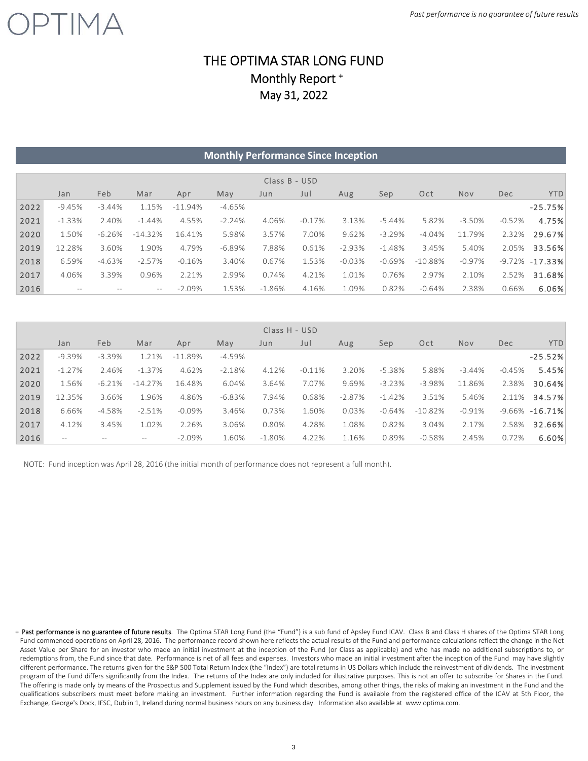# THE OPTIMA STAR LONG FUND

## Monthly Report +

## May 31, 2022

### Monthly Performance Since Inception

| Class B - USD | Jan | Feb | Mar | Apr | May | Jun | Jul | Aug | Sep | Oct | Nov | Dec | YTD |
|---|---|---|---|---|---|---|---|---|---|---|---|---|---|
| 2022 | -9.45% | -3.44% | 1.15% | -11.94% | -4.65% | | | | | | | | -25.75% |
| 2021 | -1.33% | 2.40% | -1.44% | 4.55% | -2.24% | 4.06% | -0.17% | 3.13% | -5.44% | 5.82% | -3.50% | -0.52% | 4.75% |
| 2020 | 1.50% | -6.26% | -14.32% | 16.41% | 5.98% | 3.57% | 7.00% | 9.62% | -3.29% | -4.04% | 11.79% | 2.32% | 29.67% |
| 2019 | 12.28% | 3.60% | 1.90% | 4.79% | -6.89% | 7.88% | 0.61% | -2.93% | -1.48% | 3.45% | 5.40% | 2.05% | 33.56% |
| 2018 | 6.59% | -4.63% | -2.57% | -0.16% | 3.40% | 0.67% | 1.53% | -0.03% | -0.69% | -10.88% | -0.97% | -9.72% | -17.33% |
| 2017 | 4.06% | 3.39% | 0.96% | 2.21% | 2.99% | 0.74% | 4.21% | 1.01% | 0.76% | 2.97% | 2.10% | 2.52% | 31.68% |
| 2016 | -- | -- | -- | -2.09% | 1.53% | -1.86% | 4.16% | 1.09% | 0.82% | -0.64% | 2.38% | 0.66% | 6.06% |

| Class H - USD | Jan | Feb | Mar | Apr | May | Jun | Jul | Aug | Sep | Oct | Nov | Dec | YTD |
|---|---|---|---|---|---|---|---|---|---|---|---|---|---|
| 2022 | -9.39% | -3.39% | 1.21% | -11.89% | -4.59% | | | | | | | | -25.52% |
| 2021 | -1.27% | 2.46% | -1.37% | 4.62% | -2.18% | 4.12% | -0.11% | 3.20% | -5.38% | 5.88% | -3.44% | -0.45% | 5.45% |
| 2020 | 1.56% | -6.21% | -14.27% | 16.48% | 6.04% | 3.64% | 7.07% | 9.69% | -3.23% | -3.98% | 11.86% | 2.38% | 30.64% |
| 2019 | 12.35% | 3.66% | 1.96% | 4.86% | -6.83% | 7.94% | 0.68% | -2.87% | -1.42% | 3.51% | 5.46% | 2.11% | 34.57% |
| 2018 | 6.66% | -4.58% | -2.51% | -0.09% | 3.46% | 0.73% | 1.60% | 0.03% | -0.64% | -10.82% | -0.91% | -9.66% | -16.71% |
| 2017 | 4.12% | 3.45% | 1.02% | 2.26% | 3.06% | 0.80% | 4.28% | 1.08% | 0.82% | 3.04% | 2.17% | 2.58% | 32.66% |
| 2016 | -- | -- | -- | -2.09% | 1.60% | -1.80% | 4.22% | 1.16% | 0.89% | -0.58% | 2.45% | 0.72% | 6.60% |

NOTE: Fund inception was April 28, 2016 (the initial month of performance does not represent a full month).

+ **Past performance is no guarantee of future results**. The Optima STAR Long Fund (the "Fund") is a sub fund of Apsley Fund ICAV. Class B and Class H shares of the Optima STAR Long Fund commenced operations on April 28, 2016. The performance record shown here reflects the actual results of the Fund and performance calculations reflect the change in the Net Asset Value per Share for an investor who made an initial investment at the inception of the Fund (or Class as applicable) and who has made no additional subscriptions to, or redemptions from, the Fund since that date. Performance is net of all fees and expenses. Investors who made an initial investment after the inception of the Fund may have slightly different performance. The returns given for the S&P 500 Total Return Index (the "Index") are total returns in US Dollars which include the reinvestment of dividends. The investment program of the Fund differs significantly from the Index. The returns of the Index are only included for illustrative purposes. This is not an offer to subscribe for Shares in the Fund. The offering is made only by means of the Prospectus and Supplement issued by the Fund which describes, among other things, the risks of making an investment in the Fund and the qualifications subscribers must meet before making an investment. Further information regarding the Fund is available from the registered office of the ICAV at 5th Floor, the Exchange, George's Dock, IFSC, Dublin 1, Ireland during normal business hours on any business day. Information also available at www.optima.com.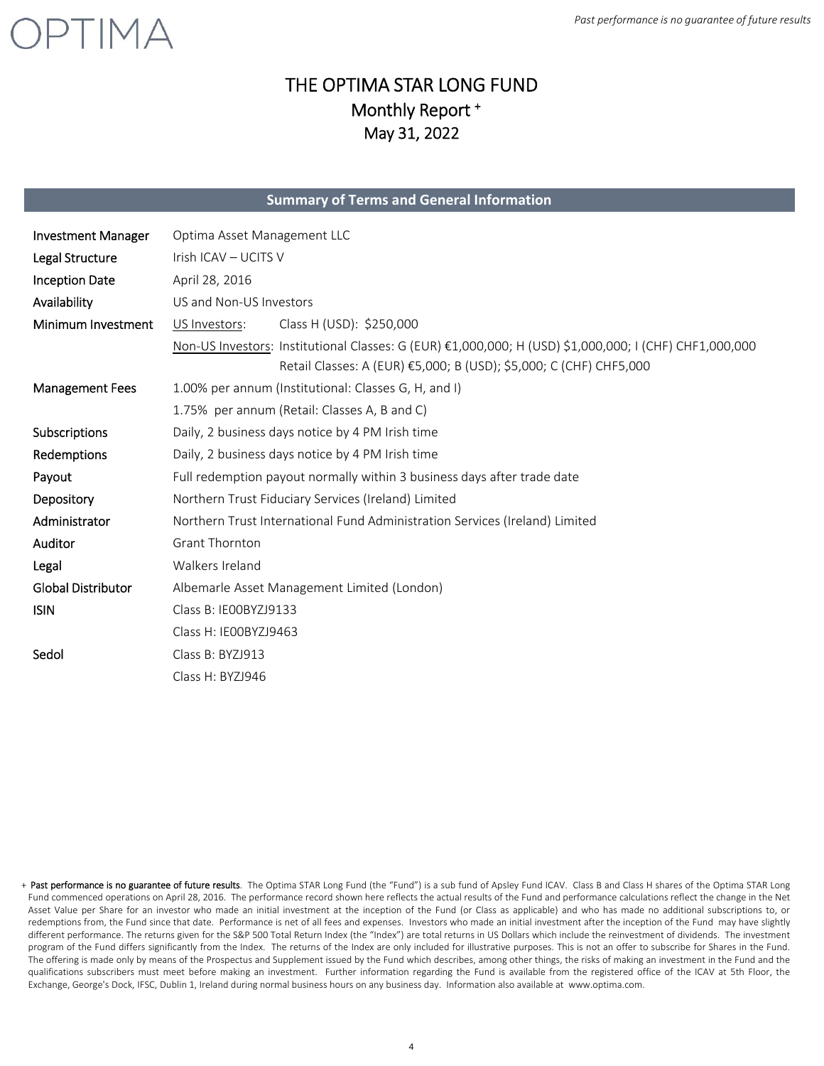OPTIMA

*Past performance is no guarantee of future results*

# THE OPTIMA STAR LONG FUND

## Monthly Report +

## May 31, 2022

### Summary of Terms and General Information

| | |
|---|---|
| Investment Manager | Optima Asset Management LLC |
| Legal Structure | Irish ICAV – UCITS V |
| Inception Date | April 28, 2016 |
| Availability | US and Non-US Investors |
| Minimum Investment | US Investors: Class H (USD): $250,000 |
| | Non-US Investors: Institutional Classes: G (EUR) €1,000,000; H (USD) $1,000,000; I (CHF) CHF1,000,000 Retail Classes: A (EUR) €5,000; B (USD); $5,000; C (CHF) CHF5,000 |
| Management Fees | 1.00% per annum (Institutional: Classes G, H, and I) |
| | 1.75% per annum (Retail: Classes A, B and C) |
| Subscriptions | Daily, 2 business days notice by 4 PM Irish time |
| Redemptions | Daily, 2 business days notice by 4 PM Irish time |
| Payout | Full redemption payout normally within 3 business days after trade date |
| Depository | Northern Trust Fiduciary Services (Ireland) Limited |
| Administrator | Northern Trust International Fund Administration Services (Ireland) Limited |
| Auditor | Grant Thornton |
| Legal | Walkers Ireland |
| Global Distributor | Albemarle Asset Management Limited (London) |
| ISIN | Class B: IE00BYZJ9133 |
| | Class H: IE00BYZJ9463 |
| Sedol | Class B: BYZJ913 |
| | Class H: BYZJ946 |

+ **Past performance is no guarantee of future results**. The Optima STAR Long Fund (the "Fund") is a sub fund of Apsley Fund ICAV. Class B and Class H shares of the Optima STAR Long Fund commenced operations on April 28, 2016. The performance record shown here reflects the actual results of the Fund and performance calculations reflect the change in the Net Asset Value per Share for an investor who made an initial investment at the inception of the Fund (or Class as applicable) and who has made no additional subscriptions to, or redemptions from, the Fund since that date. Performance is net of all fees and expenses. Investors who made an initial investment after the inception of the Fund may have slightly different performance. The returns given for the S&P 500 Total Return Index (the "Index") are total returns in US Dollars which include the reinvestment of dividends. The investment program of the Fund differs significantly from the Index. The returns of the Index are only included for illustrative purposes. This is not an offer to subscribe for Shares in the Fund. The offering is made only by means of the Prospectus and Supplement issued by the Fund which describes, among other things, the risks of making an investment in the Fund and the qualifications subscribers must meet before making an investment. Further information regarding the Fund is available from the registered office of the ICAV at 5th Floor, the Exchange, George's Dock, IFSC, Dublin 1, Ireland during normal business hours on any business day. Information also available at www.optima.com.